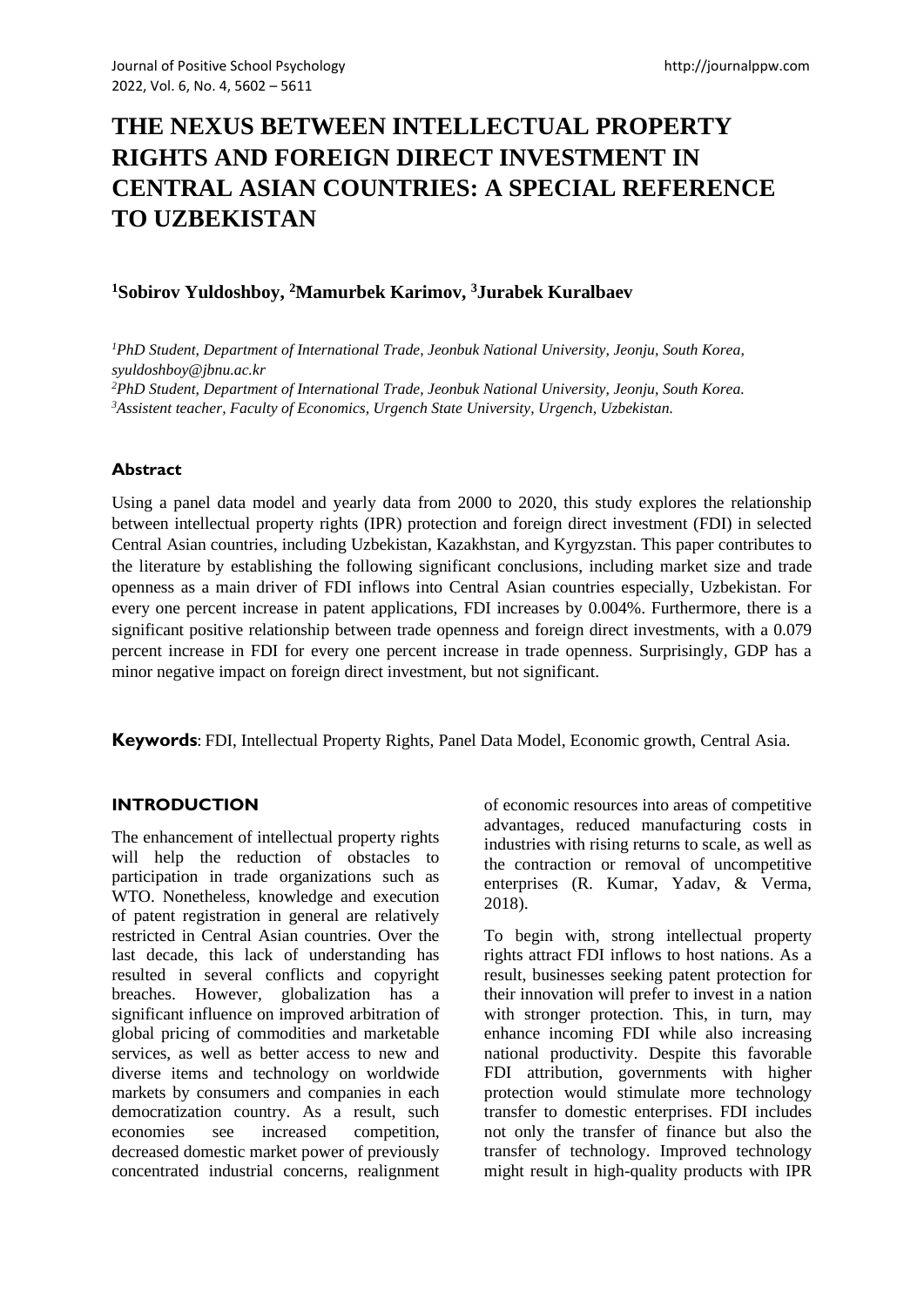# THE NEXUS BETWEEN INTELLECTUAL PROPERTY RIGHTS AND FOREIGN DIRECT INVESTMENT IN CENTRAL ASIAN COUNTRIES: A SPECIAL REFERENCE TO UZBEKISTAN

**[1]Sobirov Yuldoshboy, [2]Mamurbek Karimov, [3]Jurabek Kuralbaev**

*[1]PhD Student, Department of International Trade, Jeonbuk National University, Jeonju, South Korea, syuldoshboy@jbnu.ac.kr*

*[2]PhD Student, Department of International Trade, Jeonbuk National University, Jeonju, South Korea.*

*[3]Assistent teacher, Faculty of Economics, Urgench State University, Urgench, Uzbekistan.*

## Abstract

Using a panel data model and yearly data from 2000 to 2020, this study explores the relationship between intellectual property rights (IPR) protection and foreign direct investment (FDI) in selected Central Asian countries, including Uzbekistan, Kazakhstan, and Kyrgyzstan. This paper contributes to the literature by establishing the following significant conclusions, including market size and trade openness as a main driver of FDI inflows into Central Asian countries especially, Uzbekistan. For every one percent increase in patent applications, FDI increases by 0.004%. Furthermore, there is a significant positive relationship between trade openness and foreign direct investments, with a 0.079 percent increase in FDI for every one percent increase in trade openness. Surprisingly, GDP has a minor negative impact on foreign direct investment, but not significant.

**Keywords**: FDI, Intellectual Property Rights, Panel Data Model, Economic growth, Central Asia.

## INTRODUCTION

The enhancement of intellectual property rights will help the reduction of obstacles to participation in trade organizations such as WTO. Nonetheless, knowledge and execution of patent registration in general are relatively restricted in Central Asian countries. Over the last decade, this lack of understanding has resulted in several conflicts and copyright breaches. However, globalization has a significant influence on improved arbitration of global pricing of commodities and marketable services, as well as better access to new and diverse items and technology on worldwide markets by consumers and companies in each democratization country. As a result, such economies see increased competition, decreased domestic market power of previously concentrated industrial concerns, realignment of economic resources into areas of competitive advantages, reduced manufacturing costs in industries with rising returns to scale, as well as the contraction or removal of uncompetitive enterprises (R. Kumar, Yadav, & Verma, 2018).

To begin with, strong intellectual property rights attract FDI inflows to host nations. As a result, businesses seeking patent protection for their innovation will prefer to invest in a nation with stronger protection. This, in turn, may enhance incoming FDI while also increasing national productivity. Despite this favorable FDI attribution, governments with higher protection would stimulate more technology transfer to domestic enterprises. FDI includes not only the transfer of finance but also the transfer of technology. Improved technology might result in high-quality products with IPR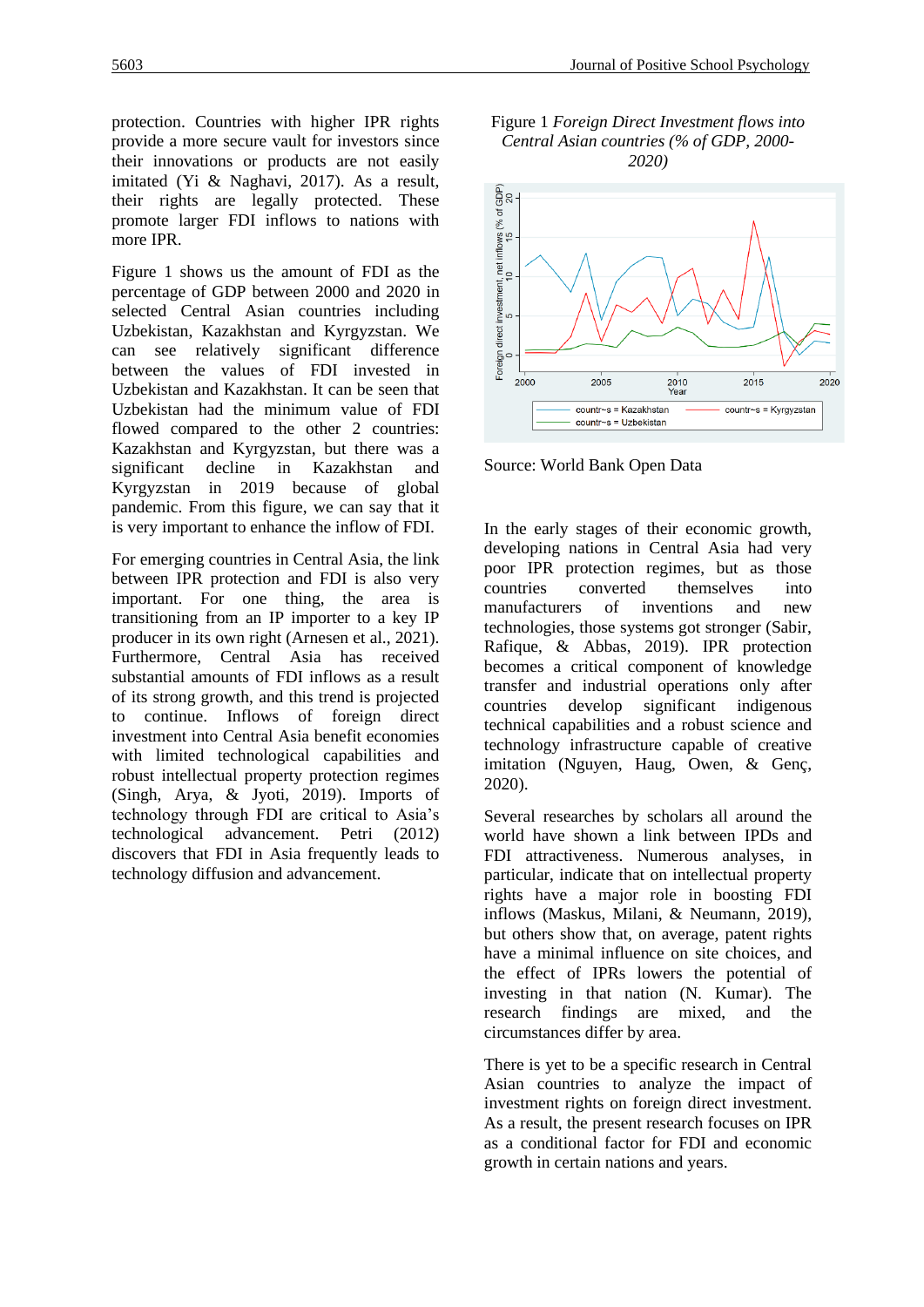protection. Countries with higher IPR rights provide a more secure vault for investors since their innovations or products are not easily imitated (Yi & Naghavi, 2017). As a result, their rights are legally protected. These promote larger FDI inflows to nations with more IPR.

Figure 1 shows us the amount of FDI as the percentage of GDP between 2000 and 2020 in selected Central Asian countries including Uzbekistan, Kazakhstan and Kyrgyzstan. We can see relatively significant difference between the values of FDI invested in Uzbekistan and Kazakhstan. It can be seen that Uzbekistan had the minimum value of FDI flowed compared to the other 2 countries: Kazakhstan and Kyrgyzstan, but there was a significant decline in Kazakhstan and Kyrgyzstan in 2019 because of global pandemic. From this figure, we can say that it is very important to enhance the inflow of FDI.

For emerging countries in Central Asia, the link between IPR protection and FDI is also very important. For one thing, the area is transitioning from an IP importer to a key IP producer in its own right (Arnesen et al., 2021). Furthermore, Central Asia has received substantial amounts of FDI inflows as a result of its strong growth, and this trend is projected to continue. Inflows of foreign direct investment into Central Asia benefit economies with limited technological capabilities and robust intellectual property protection regimes (Singh, Arya, & Jyoti, 2019). Imports of technology through FDI are critical to Asia's technological advancement. Petri (2012) discovers that FDI in Asia frequently leads to technology diffusion and advancement.

Figure 1 *Foreign Direct Investment flows into Central Asian countries (% of GDP, 2000-2020)*

Source: World Bank Open Data

In the early stages of their economic growth, developing nations in Central Asia had very poor IPR protection regimes, but as those countries converted themselves into manufacturers of inventions and new technologies, those systems got stronger (Sabir, Rafique, & Abbas, 2019). IPR protection becomes a critical component of knowledge transfer and industrial operations only after countries develop significant indigenous technical capabilities and a robust science and technology infrastructure capable of creative imitation (Nguyen, Haug, Owen, & Genç, 2020).

Several researches by scholars all around the world have shown a link between IPDs and FDI attractiveness. Numerous analyses, in particular, indicate that on intellectual property rights have a major role in boosting FDI inflows (Maskus, Milani, & Neumann, 2019), but others show that, on average, patent rights have a minimal influence on site choices, and the effect of IPRs lowers the potential of investing in that nation (N. Kumar). The research findings are mixed, and the circumstances differ by area.

There is yet to be a specific research in Central Asian countries to analyze the impact of investment rights on foreign direct investment. As a result, the present research focuses on IPR as a conditional factor for FDI and economic growth in certain nations and years.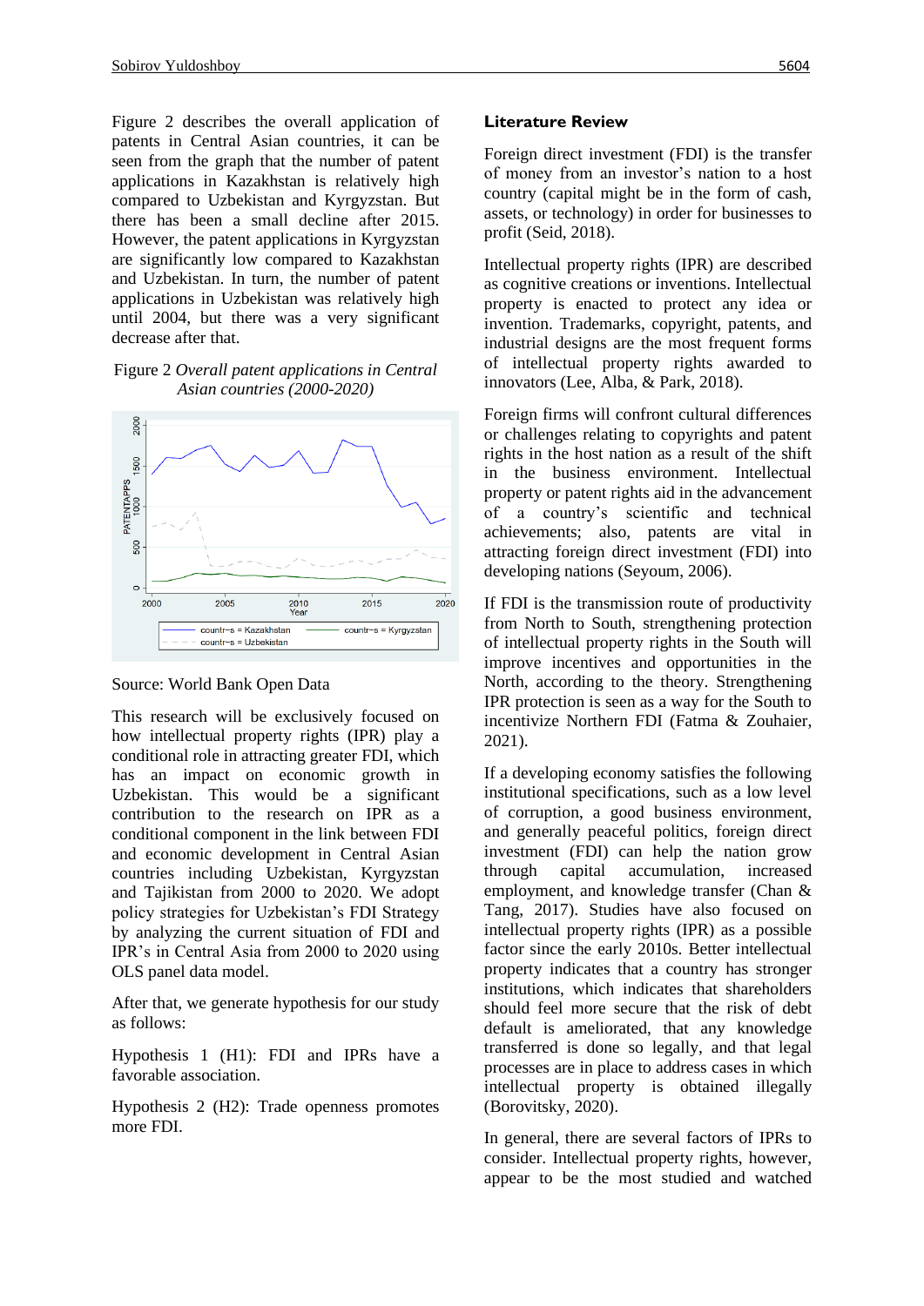Figure 2 describes the overall application of patents in Central Asian countries, it can be seen from the graph that the number of patent applications in Kazakhstan is relatively high compared to Uzbekistan and Kyrgyzstan. But there has been a small decline after 2015. However, the patent applications in Kyrgyzstan are significantly low compared to Kazakhstan and Uzbekistan. In turn, the number of patent applications in Uzbekistan was relatively high until 2004, but there was a very significant decrease after that.

Figure 2 *Overall patent applications in Central Asian countries (2000-2020)*

Source: World Bank Open Data

This research will be exclusively focused on how intellectual property rights (IPR) play a conditional role in attracting greater FDI, which has an impact on economic growth in Uzbekistan. This would be a significant contribution to the research on IPR as a conditional component in the link between FDI and economic development in Central Asian countries including Uzbekistan, Kyrgyzstan and Tajikistan from 2000 to 2020. We adopt policy strategies for Uzbekistan's FDI Strategy by analyzing the current situation of FDI and IPR's in Central Asia from 2000 to 2020 using OLS panel data model.

After that, we generate hypothesis for our study as follows:

Hypothesis 1 (H1): FDI and IPRs have a favorable association.

Hypothesis 2 (H2): Trade openness promotes more FDI.

## Literature Review

Foreign direct investment (FDI) is the transfer of money from an investor's nation to a host country (capital might be in the form of cash, assets, or technology) in order for businesses to profit (Seid, 2018).

Intellectual property rights (IPR) are described as cognitive creations or inventions. Intellectual property is enacted to protect any idea or invention. Trademarks, copyright, patents, and industrial designs are the most frequent forms of intellectual property rights awarded to innovators (Lee, Alba, & Park, 2018).

Foreign firms will confront cultural differences or challenges relating to copyrights and patent rights in the host nation as a result of the shift in the business environment. Intellectual property or patent rights aid in the advancement of a country's scientific and technical achievements; also, patents are vital in attracting foreign direct investment (FDI) into developing nations (Seyoum, 2006).

If FDI is the transmission route of productivity from North to South, strengthening protection of intellectual property rights in the South will improve incentives and opportunities in the North, according to the theory. Strengthening IPR protection is seen as a way for the South to incentivize Northern FDI (Fatma & Zouhaier, 2021).

If a developing economy satisfies the following institutional specifications, such as a low level of corruption, a good business environment, and generally peaceful politics, foreign direct investment (FDI) can help the nation grow through capital accumulation, increased employment, and knowledge transfer (Chan & Tang, 2017). Studies have also focused on intellectual property rights (IPR) as a possible factor since the early 2010s. Better intellectual property indicates that a country has stronger institutions, which indicates that shareholders should feel more secure that the risk of debt default is ameliorated, that any knowledge transferred is done so legally, and that legal processes are in place to address cases in which intellectual property is obtained illegally (Borovitsky, 2020).

In general, there are several factors of IPRs to consider. Intellectual property rights, however, appear to be the most studied and watched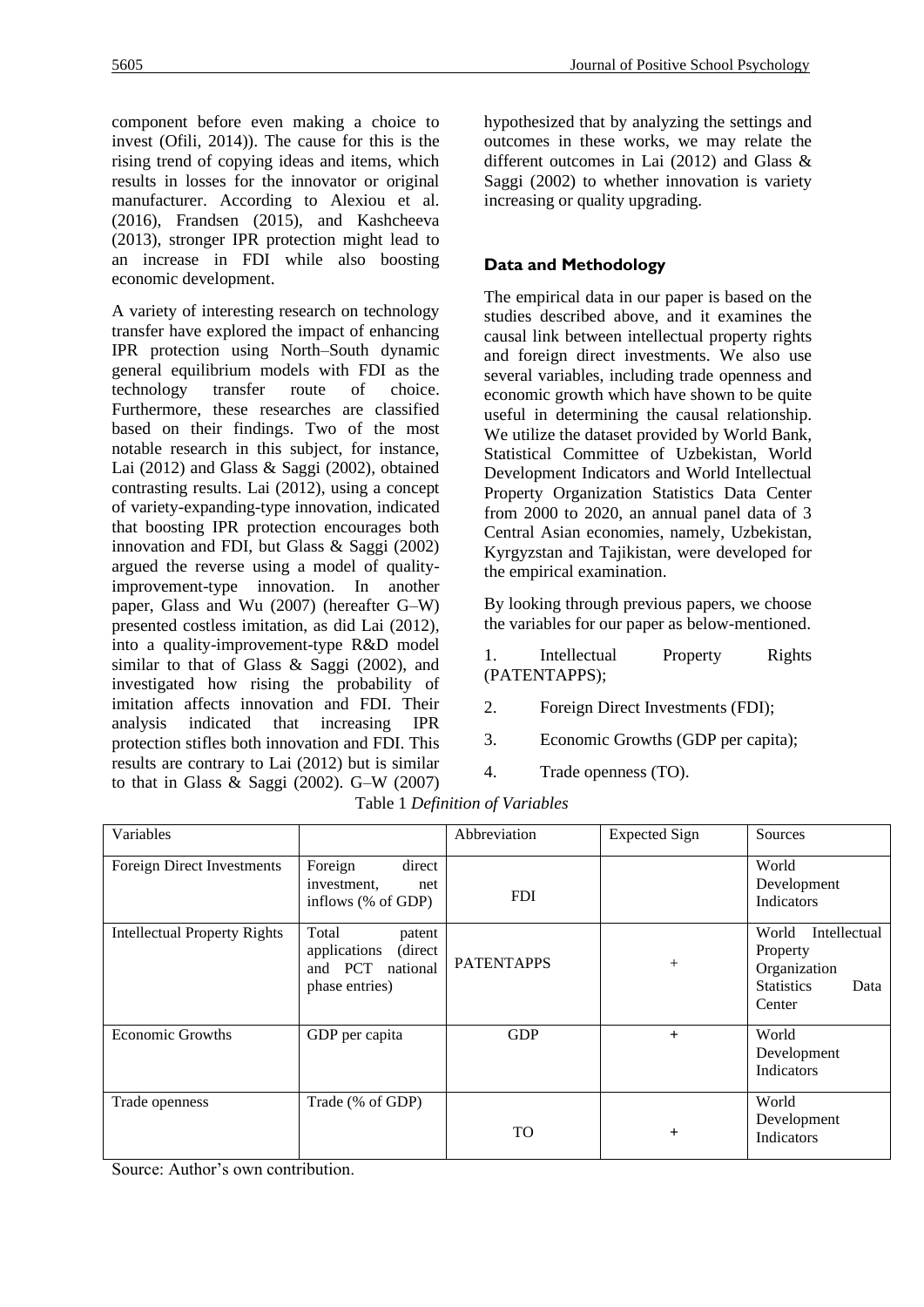component before even making a choice to invest (Ofili, 2014)). The cause for this is the rising trend of copying ideas and items, which results in losses for the innovator or original manufacturer. According to Alexiou et al. (2016), Frandsen (2015), and Kashcheeva (2013), stronger IPR protection might lead to an increase in FDI while also boosting economic development.

A variety of interesting research on technology transfer have explored the impact of enhancing IPR protection using North–South dynamic general equilibrium models with FDI as the technology transfer route of choice. Furthermore, these researches are classified based on their findings. Two of the most notable research in this subject, for instance, Lai (2012) and Glass & Saggi (2002), obtained contrasting results. Lai (2012), using a concept of variety-expanding-type innovation, indicated that boosting IPR protection encourages both innovation and FDI, but Glass & Saggi (2002) argued the reverse using a model of quality-improvement-type innovation. In another paper, Glass and Wu (2007) (hereafter G–W) presented costless imitation, as did Lai (2012), into a quality-improvement-type R&D model similar to that of Glass & Saggi (2002), and investigated how rising the probability of imitation affects innovation and FDI. Their analysis indicated that increasing IPR protection stifles both innovation and FDI. This results are contrary to Lai (2012) but is similar to that in Glass & Saggi (2002). G–W (2007) hypothesized that by analyzing the settings and outcomes in these works, we may relate the different outcomes in Lai (2012) and Glass & Saggi (2002) to whether innovation is variety increasing or quality upgrading.

## Data and Methodology

The empirical data in our paper is based on the studies described above, and it examines the causal link between intellectual property rights and foreign direct investments. We also use several variables, including trade openness and economic growth which have shown to be quite useful in determining the causal relationship. We utilize the dataset provided by World Bank, Statistical Committee of Uzbekistan, World Development Indicators and World Intellectual Property Organization Statistics Data Center from 2000 to 2020, an annual panel data of 3 Central Asian economies, namely, Uzbekistan, Kyrgyzstan and Tajikistan, were developed for the empirical examination.

By looking through previous papers, we choose the variables for our paper as below-mentioned.

1. Intellectual Property Rights (PATENTAPPS);
2. Foreign Direct Investments (FDI);
3. Economic Growths (GDP per capita);
4. Trade openness (TO).

Table 1 *Definition of Variables*

| Variables | | Abbreviation | Expected Sign | Sources |
|---|---|---|---|---|
| Foreign Direct Investments | Foreign direct investment, net inflows (% of GDP) | FDI | | World Development Indicators |
| Intellectual Property Rights | Total patent applications (direct and PCT national phase entries) | PATENTAPPS | + | World Intellectual Property Organization Statistics Data Center |
| Economic Growths | GDP per capita | GDP | + | World Development Indicators |
| Trade openness | Trade (% of GDP) | TO | + | World Development Indicators |

Source: Author's own contribution.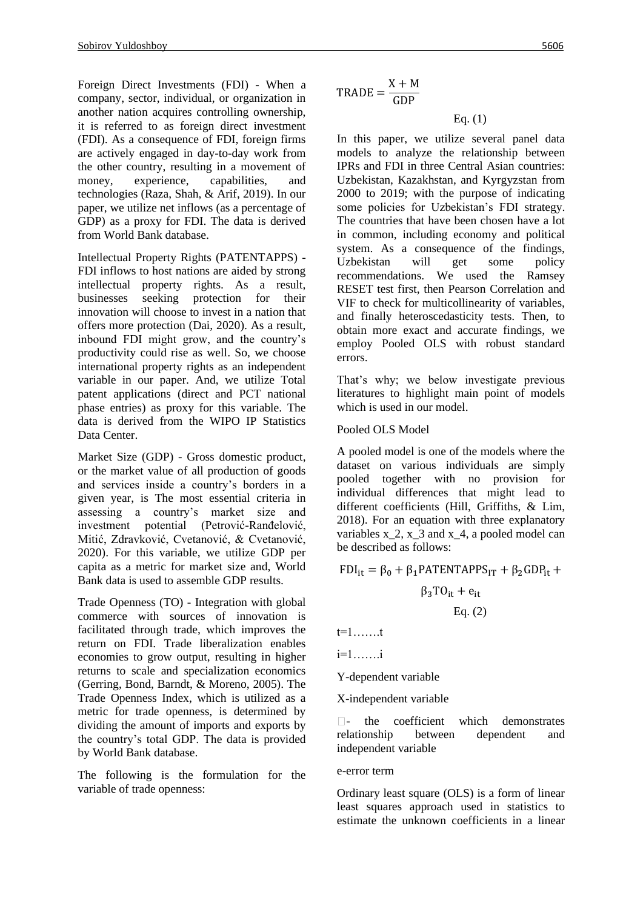Foreign Direct Investments (FDI) - When a company, sector, individual, or organization in another nation acquires controlling ownership, it is referred to as foreign direct investment (FDI). As a consequence of FDI, foreign firms are actively engaged in day-to-day work from the other country, resulting in a movement of money, experience, capabilities, and technologies (Raza, Shah, & Arif, 2019). In our paper, we utilize net inflows (as a percentage of GDP) as a proxy for FDI. The data is derived from World Bank database.

Intellectual Property Rights (PATENTAPPS) - FDI inflows to host nations are aided by strong intellectual property rights. As a result, businesses seeking protection for their innovation will choose to invest in a nation that offers more protection (Dai, 2020). As a result, inbound FDI might grow, and the country's productivity could rise as well. So, we choose international property rights as an independent variable in our paper. And, we utilize Total patent applications (direct and PCT national phase entries) as proxy for this variable. The data is derived from the WIPO IP Statistics Data Center.

Market Size (GDP) - Gross domestic product, or the market value of all production of goods and services inside a country's borders in a given year, is The most essential criteria in assessing a country's market size and investment potential (Petrović-Ranđelović, Mitić, Zdravković, Cvetanović, & Cvetanović, 2020). For this variable, we utilize GDP per capita as a metric for market size and, World Bank data is used to assemble GDP results.

Trade Openness (TO) - Integration with global commerce with sources of innovation is facilitated through trade, which improves the return on FDI. Trade liberalization enables economies to grow output, resulting in higher returns to scale and specialization economics (Gerring, Bond, Barndt, & Moreno, 2005). The Trade Openness Index, which is utilized as a metric for trade openness, is determined by dividing the amount of imports and exports by the country's total GDP. The data is provided by World Bank database.

The following is the formulation for the variable of trade openness:

$$\text{TRADE} = \frac{\text{X} + \text{M}}{\text{GDP}}$$

Eq. (1)

In this paper, we utilize several panel data models to analyze the relationship between IPRs and FDI in three Central Asian countries: Uzbekistan, Kazakhstan, and Kyrgyzstan from 2000 to 2019; with the purpose of indicating some policies for Uzbekistan's FDI strategy. The countries that have been chosen have a lot in common, including economy and political system. As a consequence of the findings, Uzbekistan will get some policy recommendations. We used the Ramsey RESET test first, then Pearson Correlation and VIF to check for multicollinearity of variables, and finally heteroscedasticity tests. Then, to obtain more exact and accurate findings, we employ Pooled OLS with robust standard errors.

That's why; we below investigate previous literatures to highlight main point of models which is used in our model.

Pooled OLS Model

A pooled model is one of the models where the dataset on various individuals are simply pooled together with no provision for individual differences that might lead to different coefficients (Hill, Griffiths, & Lim, 2018). For an equation with three explanatory variables x_2, x_3 and x_4, a pooled model can be described as follows:

$$\text{FDI}_{\text{it}} = \beta_0 + \beta_1 \text{PATENTAPPS}_{\text{IT}} + \beta_2 \text{GDP}_{\text{it}} + \beta_3 \text{TO}_{\text{it}} + \text{e}_{\text{it}}$$

Eq. (2)

t=1…….t

i=1…….i

Y-dependent variable

X-independent variable

- the coefficient which demonstrates relationship between dependent and independent variable

e-error term

Ordinary least square (OLS) is a form of linear least squares approach used in statistics to estimate the unknown coefficients in a linear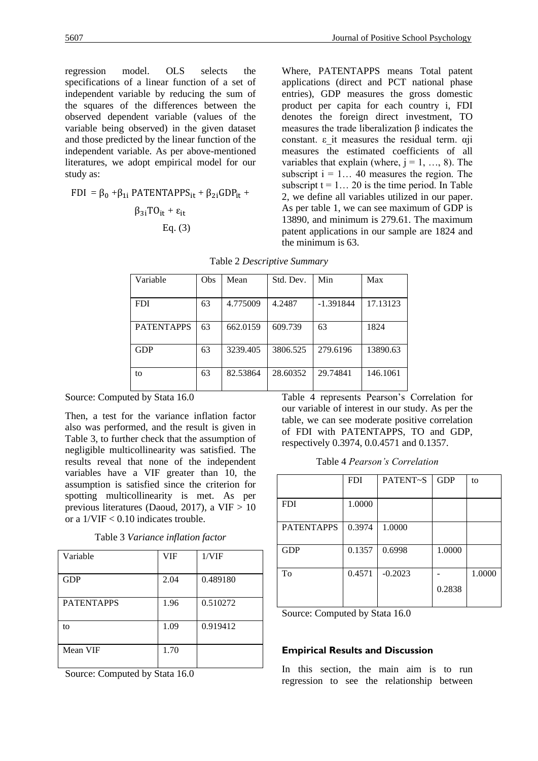regression model. OLS selects the specifications of a linear function of a set of independent variable by reducing the sum of the squares of the differences between the observed dependent variable (values of the variable being observed) in the given dataset and those predicted by the linear function of the independent variable. As per above-mentioned literatures, we adopt empirical model for our study as:

$$\text{FDI} = \beta_0 + \beta_{1i}\,\text{PATENTAPPS}_{it} + \beta_{2i}\text{GDP}_{it} + \beta_{3i}\text{TO}_{it} + \varepsilon_{it} \quad \text{Eq. (3)}$$

Where, PATENTAPPS means Total patent applications (direct and PCT national phase entries), GDP measures the gross domestic product per capita for each country i, FDI denotes the foreign direct investment, TO measures the trade liberalization β indicates the constant. $\varepsilon\_it$ measures the residual term. αji measures the estimated coefficients of all variables that explain (where, j = 1, …, 8). The subscript i = 1… 40 measures the region. The subscript t = 1… 20 is the time period. In Table 2, we define all variables utilized in our paper. As per table 1, we can see maximum of GDP is 13890, and minimum is 279.61. The maximum patent applications in our sample are 1824 and the minimum is 63.

Table 2 *Descriptive Summary*

| Variable | Obs | Mean | Std. Dev. | Min | Max |
|---|---|---|---|---|---|
| FDI | 63 | 4.775009 | 4.2487 | -1.391844 | 17.13123 |
| PATENTAPPS | 63 | 662.0159 | 609.739 | 63 | 1824 |
| GDP | 63 | 3239.405 | 3806.525 | 279.6196 | 13890.63 |
| to | 63 | 82.53864 | 28.60352 | 29.74841 | 146.1061 |

Source: Computed by Stata 16.0

Then, a test for the variance inflation factor also was performed, and the result is given in Table 3, to further check that the assumption of negligible multicollinearity was satisfied. The results reveal that none of the independent variables have a VIF greater than 10, the assumption is satisfied since the criterion for spotting multicollinearity is met. As per previous literatures (Daoud, 2017), a VIF > 10 or a 1/VIF < 0.10 indicates trouble.

Table 3 *Variance inflation factor*

| Variable | VIF | 1/VIF |
|---|---|---|
| GDP | 2.04 | 0.489180 |
| PATENTAPPS | 1.96 | 0.510272 |
| to | 1.09 | 0.919412 |
| Mean VIF | 1.70 | |

Source: Computed by Stata 16.0

Table 4 represents Pearson's Correlation for our variable of interest in our study. As per the table, we can see moderate positive correlation of FDI with PATENTAPPS, TO and GDP, respectively 0.3974, 0.0.4571 and 0.1357.

Table 4 *Pearson's Correlation*

| | FDI | PATENT~S | GDP | to |
|---|---|---|---|---|
| FDI | 1.0000 | | | |
| PATENTAPPS | 0.3974 | 1.0000 | | |
| GDP | 0.1357 | 0.6998 | 1.0000 | |
| To | 0.4571 | -0.2023 | -0.2838 | 1.0000 |

Source: Computed by Stata 16.0

## Empirical Results and Discussion

In this section, the main aim is to run regression to see the relationship between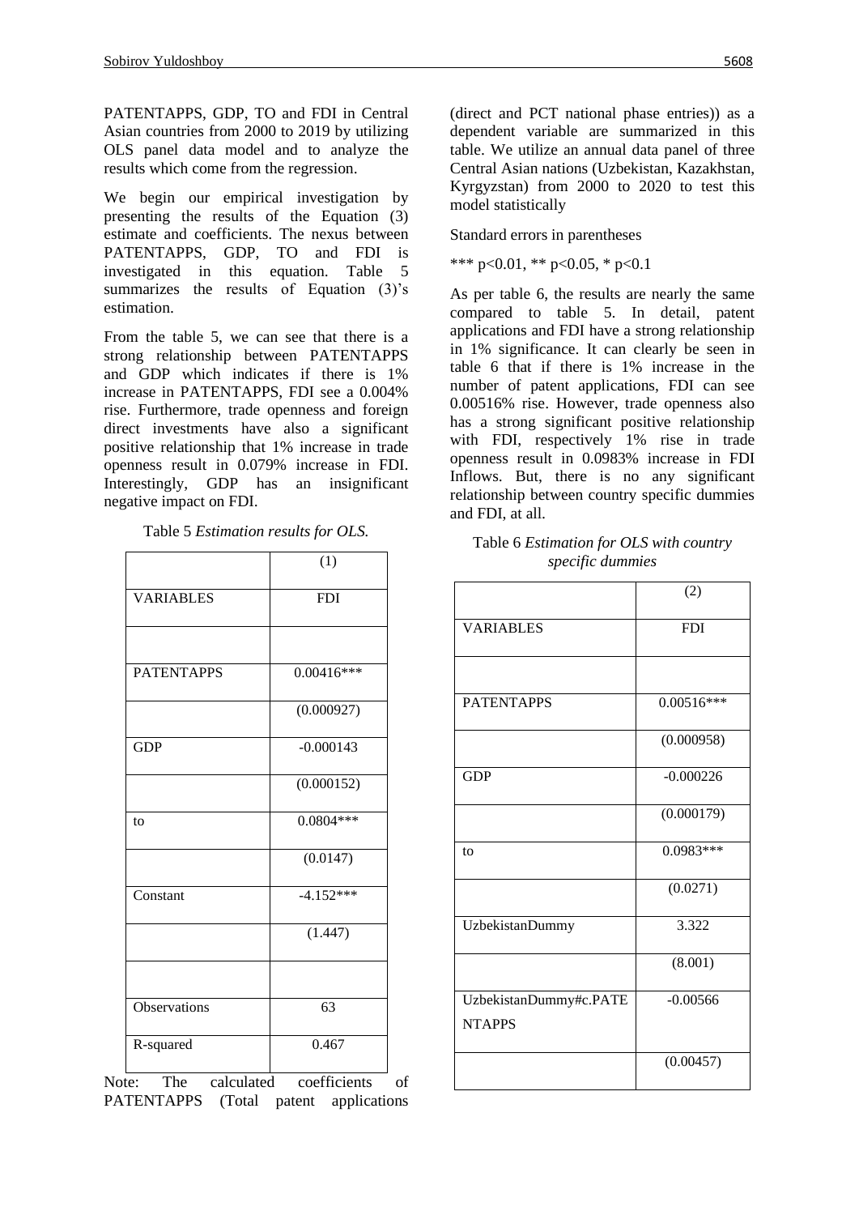PATENTAPPS, GDP, TO and FDI in Central Asian countries from 2000 to 2019 by utilizing OLS panel data model and to analyze the results which come from the regression.

We begin our empirical investigation by presenting the results of the Equation (3) estimate and coefficients. The nexus between PATENTAPPS, GDP, TO and FDI is investigated in this equation. Table 5 summarizes the results of Equation (3)'s estimation.

From the table 5, we can see that there is a strong relationship between PATENTAPPS and GDP which indicates if there is 1% increase in PATENTAPPS, FDI see a 0.004% rise. Furthermore, trade openness and foreign direct investments have also a significant positive relationship that 1% increase in trade openness result in 0.079% increase in FDI. Interestingly, GDP has an insignificant negative impact on FDI.

Table 5 *Estimation results for OLS.*

| | (1) |
|---|---|
| VARIABLES | FDI |
| | |
| PATENTAPPS | 0.00416*** |
| | (0.000927) |
| GDP | -0.000143 |
| | (0.000152) |
| to | 0.0804*** |
| | (0.0147) |
| Constant | -4.152*** |
| | (1.447) |
| | |
| Observations | 63 |
| R-squared | 0.467 |

Note: The calculated coefficients of PATENTAPPS (Total patent applications (direct and PCT national phase entries)) as a dependent variable are summarized in this table. We utilize an annual data panel of three Central Asian nations (Uzbekistan, Kazakhstan, Kyrgyzstan) from 2000 to 2020 to test this model statistically

Standard errors in parentheses

*** $p<0.01$, ** $p<0.05$, * $p<0.1$

As per table 6, the results are nearly the same compared to table 5. In detail, patent applications and FDI have a strong relationship in 1% significance. It can clearly be seen in table 6 that if there is 1% increase in the number of patent applications, FDI can see 0.00516% rise. However, trade openness also has a strong significant positive relationship with FDI, respectively 1% rise in trade openness result in 0.0983% increase in FDI Inflows. But, there is no any significant relationship between country specific dummies and FDI, at all.

Table 6 *Estimation for OLS with country specific dummies*

| | (2) |
|---|---|
| VARIABLES | FDI |
| | |
| PATENTAPPS | 0.00516*** |
| | (0.000958) |
| GDP | -0.000226 |
| | (0.000179) |
| to | 0.0983*** |
| | (0.0271) |
| UzbekistanDummy | 3.322 |
| | (8.001) |
| UzbekistanDummy#c.PATENTAPPS | -0.00566 |
| | (0.00457) |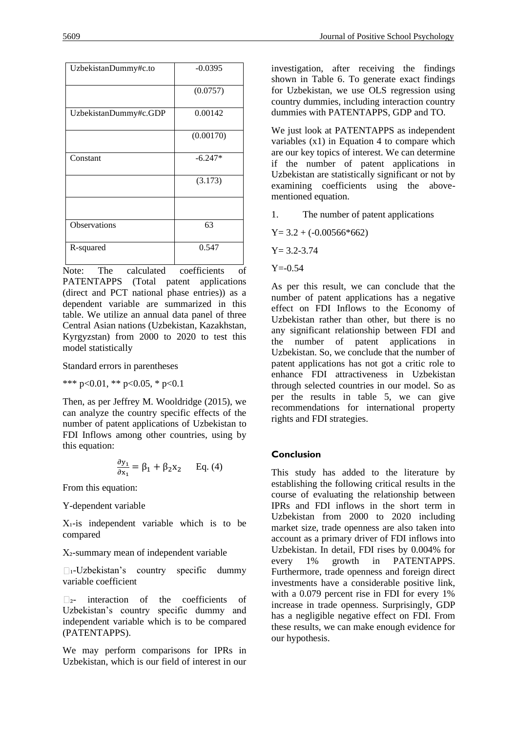| UzbekistanDummy#c.to | -0.0395 |
|---|---|
| | (0.0757) |
| UzbekistanDummy#c.GDP | 0.00142 |
| | (0.00170) |
| Constant | -6.247* |
| | (3.173) |
| | |
| Observations | 63 |
| R-squared | 0.547 |

Note: The calculated coefficients of PATENTAPPS (Total patent applications (direct and PCT national phase entries)) as a dependent variable are summarized in this table. We utilize an annual data panel of three Central Asian nations (Uzbekistan, Kazakhstan, Kyrgyzstan) from 2000 to 2020 to test this model statistically

Standard errors in parentheses

*** p<0.01, ** p<0.05, * p<0.1

Then, as per Jeffrey M. Wooldridge (2015), we can analyze the country specific effects of the number of patent applications of Uzbekistan to FDI Inflows among other countries, using by this equation:

$$\frac{\partial y_1}{\partial x_1} = \beta_1 + \beta_2 x_2 \qquad \text{Eq. (4)}$$

From this equation:

Y-dependent variable

$X_1$-is independent variable which is to be compared

$X_2$-summary mean of independent variable

$\beta_1$-Uzbekistan's country specific dummy variable coefficient

$\beta_2$- interaction of the coefficients of Uzbekistan's country specific dummy and independent variable which is to be compared (PATENTAPPS).

We may perform comparisons for IPRs in Uzbekistan, which is our field of interest in our investigation, after receiving the findings shown in Table 6. To generate exact findings for Uzbekistan, we use OLS regression using country dummies, including interaction country dummies with PATENTAPPS, GDP and TO.

We just look at PATENTAPPS as independent variables (x1) in Equation 4 to compare which are our key topics of interest. We can determine if the number of patent applications in Uzbekistan are statistically significant or not by examining coefficients using the above-mentioned equation.

1. The number of patent applications

$Y = 3.2 + (-0.00566*662)$

$Y = 3.2-3.74$

$Y=-0.54$

As per this result, we can conclude that the number of patent applications has a negative effect on FDI Inflows to the Economy of Uzbekistan rather than other, but there is no any significant relationship between FDI and the number of patent applications in Uzbekistan. So, we conclude that the number of patent applications has not got a critic role to enhance FDI attractiveness in Uzbekistan through selected countries in our model. So as per the results in table 5, we can give recommendations for international property rights and FDI strategies.

## Conclusion

This study has added to the literature by establishing the following critical results in the course of evaluating the relationship between IPRs and FDI inflows in the short term in Uzbekistan from 2000 to 2020 including market size, trade openness are also taken into account as a primary driver of FDI inflows into Uzbekistan. In detail, FDI rises by 0.004% for every 1% growth in PATENTAPPS. Furthermore, trade openness and foreign direct investments have a considerable positive link, with a 0.079 percent rise in FDI for every 1% increase in trade openness. Surprisingly, GDP has a negligible negative effect on FDI. From these results, we can make enough evidence for our hypothesis.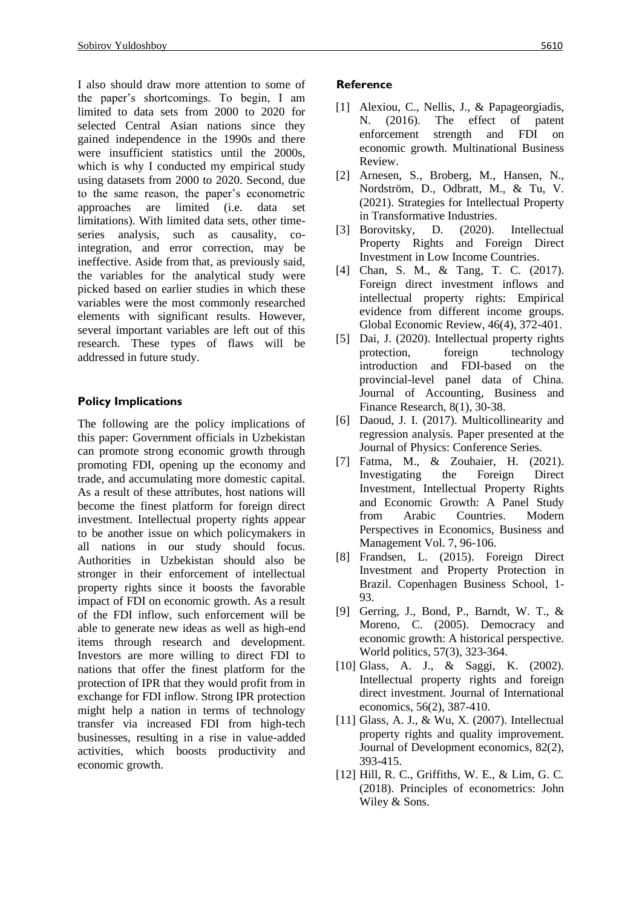I also should draw more attention to some of the paper's shortcomings. To begin, I am limited to data sets from 2000 to 2020 for selected Central Asian nations since they gained independence in the 1990s and there were insufficient statistics until the 2000s, which is why I conducted my empirical study using datasets from 2000 to 2020. Second, due to the same reason, the paper's econometric approaches are limited (i.e. data set limitations). With limited data sets, other time-series analysis, such as causality, co-integration, and error correction, may be ineffective. Aside from that, as previously said, the variables for the analytical study were picked based on earlier studies in which these variables were the most commonly researched elements with significant results. However, several important variables are left out of this research. These types of flaws will be addressed in future study.

## Policy Implications

The following are the policy implications of this paper: Government officials in Uzbekistan can promote strong economic growth through promoting FDI, opening up the economy and trade, and accumulating more domestic capital. As a result of these attributes, host nations will become the finest platform for foreign direct investment. Intellectual property rights appear to be another issue on which policymakers in all nations in our study should focus. Authorities in Uzbekistan should also be stronger in their enforcement of intellectual property rights since it boosts the favorable impact of FDI on economic growth. As a result of the FDI inflow, such enforcement will be able to generate new ideas as well as high-end items through research and development. Investors are more willing to direct FDI to nations that offer the finest platform for the protection of IPR that they would profit from in exchange for FDI inflow. Strong IPR protection might help a nation in terms of technology transfer via increased FDI from high-tech businesses, resulting in a rise in value-added activities, which boosts productivity and economic growth.

## Reference

[1] Alexiou, C., Nellis, J., & Papageorgiadis, N. (2016). The effect of patent enforcement strength and FDI on economic growth. Multinational Business Review.

[2] Arnesen, S., Broberg, M., Hansen, N., Nordström, D., Odbratt, M., & Tu, V. (2021). Strategies for Intellectual Property in Transformative Industries.

[3] Borovitsky, D. (2020). Intellectual Property Rights and Foreign Direct Investment in Low Income Countries.

[4] Chan, S. M., & Tang, T. C. (2017). Foreign direct investment inflows and intellectual property rights: Empirical evidence from different income groups. Global Economic Review, 46(4), 372-401.

[5] Dai, J. (2020). Intellectual property rights protection, foreign technology introduction and FDI-based on the provincial-level panel data of China. Journal of Accounting, Business and Finance Research, 8(1), 30-38.

[6] Daoud, J. I. (2017). Multicollinearity and regression analysis. Paper presented at the Journal of Physics: Conference Series.

[7] Fatma, M., & Zouhaier, H. (2021). Investigating the Foreign Direct Investment, Intellectual Property Rights and Economic Growth: A Panel Study from Arabic Countries. Modern Perspectives in Economics, Business and Management Vol. 7, 96-106.

[8] Frandsen, L. (2015). Foreign Direct Investment and Property Protection in Brazil. Copenhagen Business School, 1-93.

[9] Gerring, J., Bond, P., Barndt, W. T., & Moreno, C. (2005). Democracy and economic growth: A historical perspective. World politics, 57(3), 323-364.

[10] Glass, A. J., & Saggi, K. (2002). Intellectual property rights and foreign direct investment. Journal of International economics, 56(2), 387-410.

[11] Glass, A. J., & Wu, X. (2007). Intellectual property rights and quality improvement. Journal of Development economics, 82(2), 393-415.

[12] Hill, R. C., Griffiths, W. E., & Lim, G. C. (2018). Principles of econometrics: John Wiley & Sons.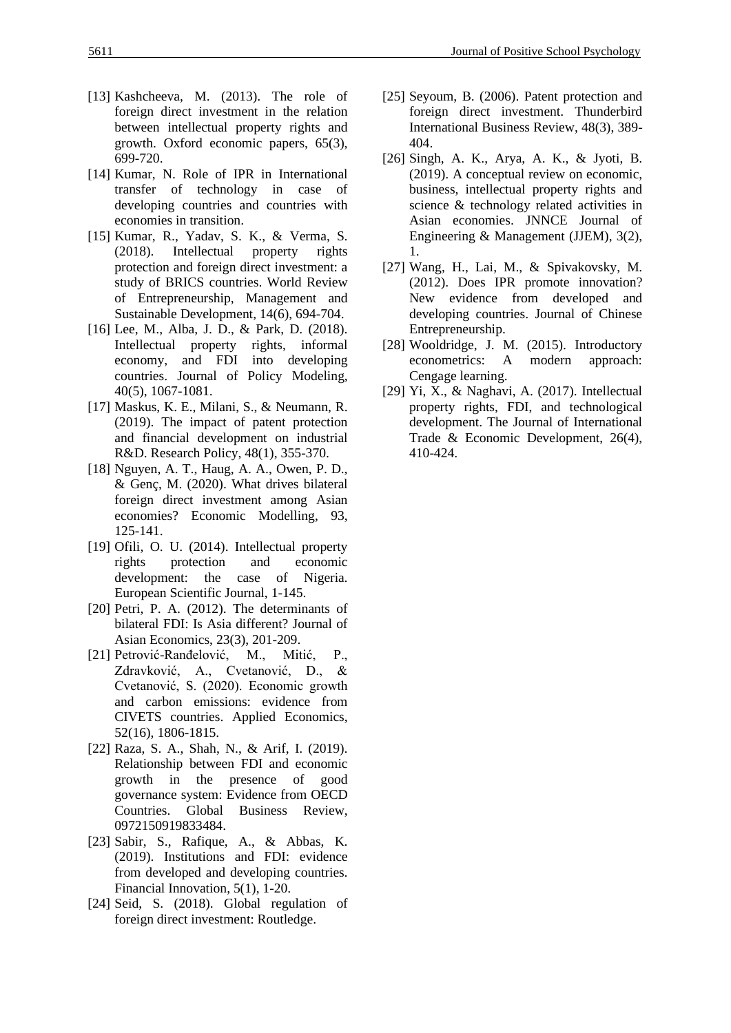[13] Kashcheeva, M. (2013). The role of foreign direct investment in the relation between intellectual property rights and growth. Oxford economic papers, 65(3), 699-720.

[14] Kumar, N. Role of IPR in International transfer of technology in case of developing countries and countries with economies in transition.

[15] Kumar, R., Yadav, S. K., & Verma, S. (2018). Intellectual property rights protection and foreign direct investment: a study of BRICS countries. World Review of Entrepreneurship, Management and Sustainable Development, 14(6), 694-704.

[16] Lee, M., Alba, J. D., & Park, D. (2018). Intellectual property rights, informal economy, and FDI into developing countries. Journal of Policy Modeling, 40(5), 1067-1081.

[17] Maskus, K. E., Milani, S., & Neumann, R. (2019). The impact of patent protection and financial development on industrial R&D. Research Policy, 48(1), 355-370.

[18] Nguyen, A. T., Haug, A. A., Owen, P. D., & Genç, M. (2020). What drives bilateral foreign direct investment among Asian economies? Economic Modelling, 93, 125-141.

[19] Ofili, O. U. (2014). Intellectual property rights protection and economic development: the case of Nigeria. European Scientific Journal, 1-145.

[20] Petri, P. A. (2012). The determinants of bilateral FDI: Is Asia different? Journal of Asian Economics, 23(3), 201-209.

[21] Petrović-Ranđelović, M., Mitić, P., Zdravković, A., Cvetanović, D., & Cvetanović, S. (2020). Economic growth and carbon emissions: evidence from CIVETS countries. Applied Economics, 52(16), 1806-1815.

[22] Raza, S. A., Shah, N., & Arif, I. (2019). Relationship between FDI and economic growth in the presence of good governance system: Evidence from OECD Countries. Global Business Review, 0972150919833484.

[23] Sabir, S., Rafique, A., & Abbas, K. (2019). Institutions and FDI: evidence from developed and developing countries. Financial Innovation, 5(1), 1-20.

[24] Seid, S. (2018). Global regulation of foreign direct investment: Routledge.

[25] Seyoum, B. (2006). Patent protection and foreign direct investment. Thunderbird International Business Review, 48(3), 389-404.

[26] Singh, A. K., Arya, A. K., & Jyoti, B. (2019). A conceptual review on economic, business, intellectual property rights and science & technology related activities in Asian economies. JNNCE Journal of Engineering & Management (JJEM), 3(2), 1.

[27] Wang, H., Lai, M., & Spivakovsky, M. (2012). Does IPR promote innovation? New evidence from developed and developing countries. Journal of Chinese Entrepreneurship.

[28] Wooldridge, J. M. (2015). Introductory econometrics: A modern approach: Cengage learning.

[29] Yi, X., & Naghavi, A. (2017). Intellectual property rights, FDI, and technological development. The Journal of International Trade & Economic Development, 26(4), 410-424.